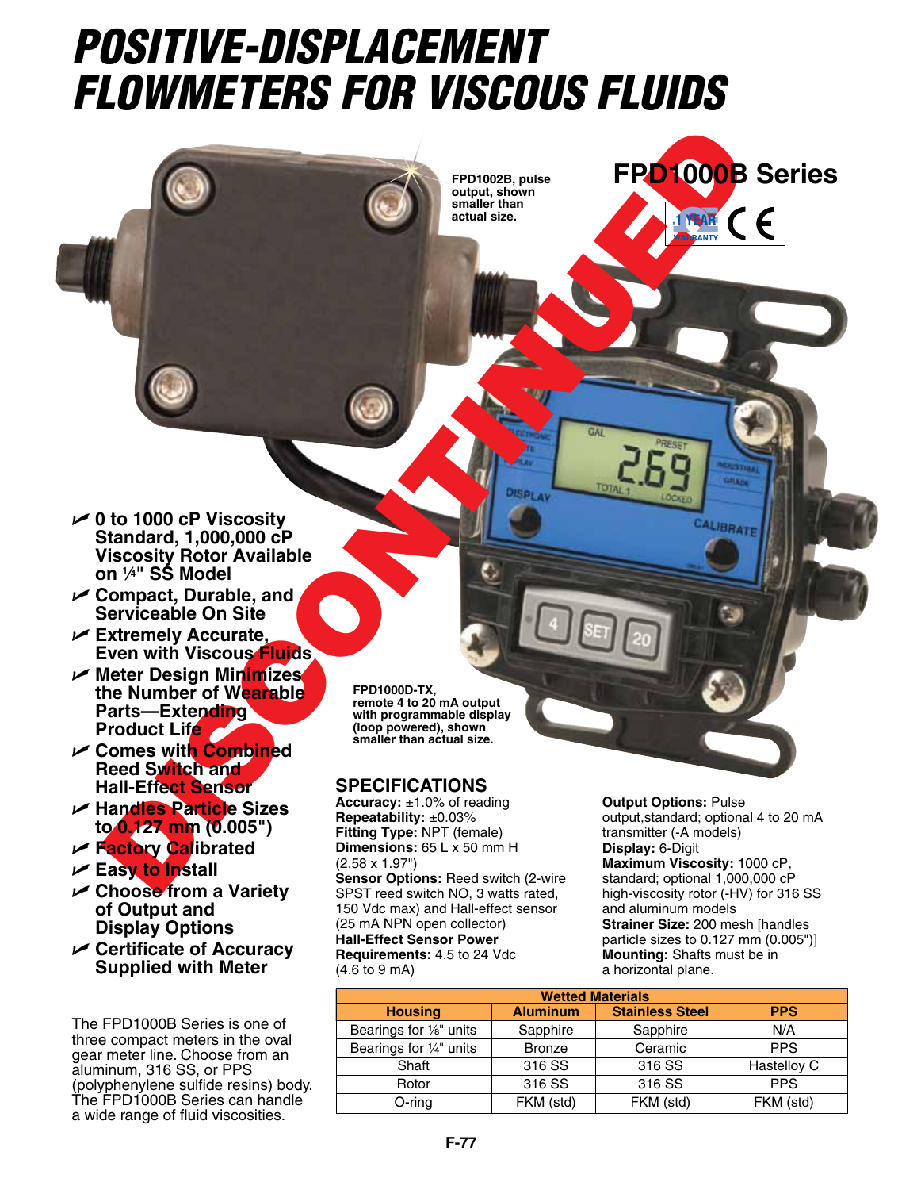# POSITIVE-DISPLACEMENT FLOWMETERS FOR VISCOUS FLUIDS

## FPD1000B Series

DISCONTINUED

1 YEAR WARRANTY CE

FPD1002B, pulse output, shown smaller than actual size.

FPD1000D-TX, remote 4 to 20 mA output with programmable display (loop powered), shown smaller than actual size.

- 0 to 1000 cP Viscosity Standard, 1,000,000 cP Viscosity Rotor Available on ¼" SS Model
- Compact, Durable, and Serviceable On Site
- Extremely Accurate, Even with Viscous Fluids
- Meter Design Minimizes the Number of Wearable Parts—Extending Product Life
- Comes with Combined Reed Switch and Hall-Effect Sensor
- Handles Particle Sizes to 0.127 mm (0.005")
- Factory Calibrated
- Easy to Install
- Choose from a Variety of Output and Display Options
- Certificate of Accuracy Supplied with Meter

The FPD1000B Series is one of three compact meters in the oval gear meter line. Choose from an aluminum, 316 SS, or PPS (polyphenylene sulfide resins) body. The FPD1000B Series can handle a wide range of fluid viscosities.

## SPECIFICATIONS

**Accuracy:** ±1.0% of reading
**Repeatability:** ±0.03%
**Fitting Type:** NPT (female)
**Dimensions:** 65 L x 50 mm H (2.58 x 1.97")
**Sensor Options:** Reed switch (2-wire SPST reed switch NO, 3 watts rated, 150 Vdc max) and Hall-effect sensor (25 mA NPN open collector)
**Hall-Effect Sensor Power Requirements:** 4.5 to 24 Vdc (4.6 to 9 mA)
**Output Options:** Pulse output,standard; optional 4 to 20 mA transmitter (-A models)
**Display:** 6-Digit
**Maximum Viscosity:** 1000 cP, standard; optional 1,000,000 cP high-viscosity rotor (-HV) for 316 SS and aluminum models
**Strainer Size:** 200 mesh [handles particle sizes to 0.127 mm (0.005")]
**Mounting:** Shafts must be in a horizontal plane.

| Wetted Materials | | | |
|---|---|---|---|
| **Housing** | **Aluminum** | **Stainless Steel** | **PPS** |
| Bearings for ⅛" units | Sapphire | Sapphire | N/A |
| Bearings for ¼" units | Bronze | Ceramic | PPS |
| Shaft | 316 SS | 316 SS | Hastelloy C |
| Rotor | 316 SS | 316 SS | PPS |
| O-ring | FKM (std) | FKM (std) | FKM (std) |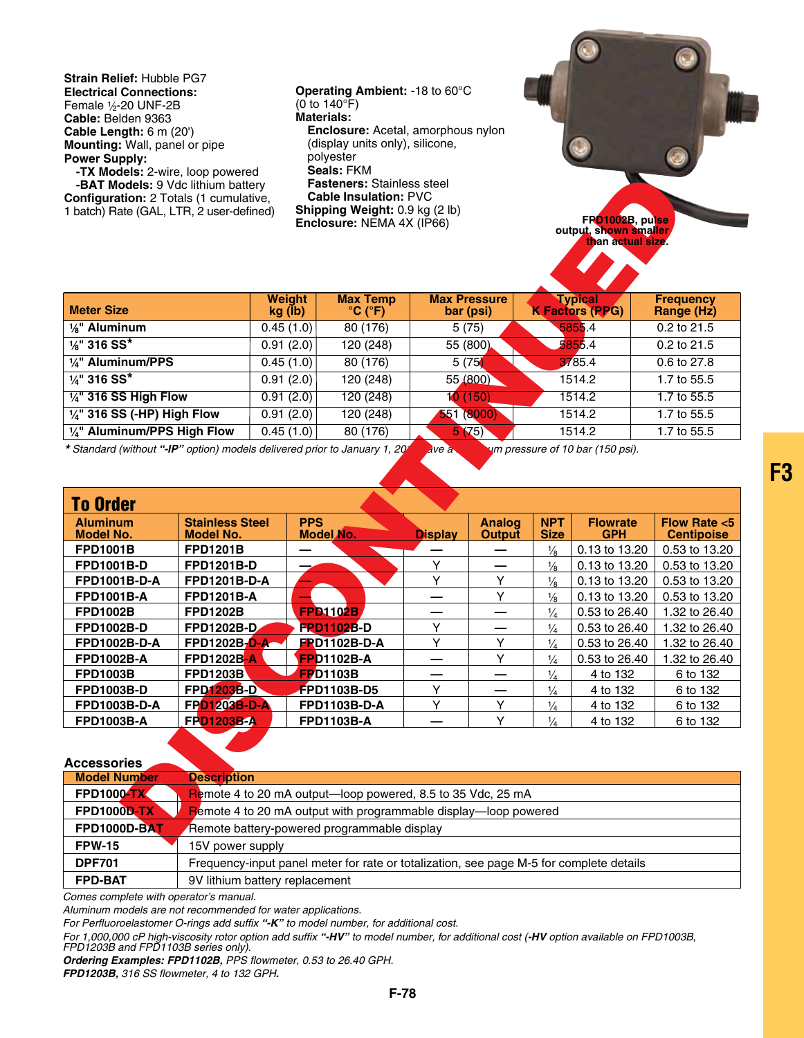**Strain Relief:** Hubble PG7
**Electrical Connections:** Female ½-20 UNF-2B
**Cable:** Belden 9363
**Cable Length:** 6 m (20')
**Mounting:** Wall, panel or pipe
**Power Supply:**
  **-TX Models:** 2-wire, loop powered
  **-BAT Models:** 9 Vdc lithium battery
**Configuration:** 2 Totals (1 cumulative, 1 batch) Rate (GAL, LTR, 2 user-defined)

**Operating Ambient:** -18 to 60°C (0 to 140°F)
**Materials:**
  **Enclosure:** Acetal, amorphous nylon (display units only), silicone, polyester
  **Seals:** FKM
  **Fasteners:** Stainless steel
  **Cable Insulation:** PVC
**Shipping Weight:** 0.9 kg (2 lb)
**Enclosure:** NEMA 4X (IP66)

FPD1002B, pulse output, shown smaller than actual size.

DISCONTINUED

| Meter Size | Weight kg (lb) | Max Temp °C (°F) | Max Pressure bar (psi) | Typical K Factors (PPG) | Frequency Range (Hz) |
|---|---|---|---|---|---|
| ⅛" Aluminum | 0.45 (1.0) | 80 (176) | 5 (75) | 5855.4 | 0.2 to 21.5 |
| ⅛" 316 SS* | 0.91 (2.0) | 120 (248) | 55 (800) | 5855.4 | 0.2 to 21.5 |
| ¼" Aluminum/PPS | 0.45 (1.0) | 80 (176) | 5 (75) | 3785.4 | 0.6 to 27.8 |
| ¼" 316 SS* | 0.91 (2.0) | 120 (248) | 55 (800) | 1514.2 | 1.7 to 55.5 |
| ¼" 316 SS High Flow | 0.91 (2.0) | 120 (248) | 10 (150) | 1514.2 | 1.7 to 55.5 |
| ¼" 316 SS (-HP) High Flow | 0.91 (2.0) | 120 (248) | 551 (8000) | 1514.2 | 1.7 to 55.5 |
| ¼" Aluminum/PPS High Flow | 0.45 (1.0) | 80 (176) | 5 (75) | 1514.2 | 1.7 to 55.5 |

*\* Standard (without "-IP" option) models delivered prior to January 1, 20__ have a maximum pressure of 10 bar (150 psi).*

## To Order

| Aluminum Model No. | Stainless Steel Model No. | PPS Model No. | Display | Analog Output | NPT Size | Flowrate GPH | Flow Rate <5 Centipoise |
|---|---|---|---|---|---|---|---|
| FPD1001B | FPD1201B | — | — | — | ⅛ | 0.13 to 13.20 | 0.53 to 13.20 |
| FPD1001B-D | FPD1201B-D | — | Y | — | ⅛ | 0.13 to 13.20 | 0.53 to 13.20 |
| FPD1001B-D-A | FPD1201B-D-A | — | Y | Y | ⅛ | 0.13 to 13.20 | 0.53 to 13.20 |
| FPD1001B-A | FPD1201B-A | — | — | Y | ⅛ | 0.13 to 13.20 | 0.53 to 13.20 |
| FPD1002B | FPD1202B | FPD1102B | — | — | ¼ | 0.53 to 26.40 | 1.32 to 26.40 |
| FPD1002B-D | FPD1202B-D | FPD1102B-D | Y | — | ¼ | 0.53 to 26.40 | 1.32 to 26.40 |
| FPD1002B-D-A | FPD1202B-D-A | FPD1102B-D-A | Y | Y | ¼ | 0.53 to 26.40 | 1.32 to 26.40 |
| FPD1002B-A | FPD1202B-A | FPD1102B-A | — | Y | ¼ | 0.53 to 26.40 | 1.32 to 26.40 |
| FPD1003B | FPD1203B | FPD1103B | — | — | ¼ | 4 to 132 | 6 to 132 |
| FPD1003B-D | FPD1203B-D | FPD1103B-D5 | Y | — | ¼ | 4 to 132 | 6 to 132 |
| FPD1003B-D-A | FPD1203B-D-A | FPD1103B-D-A | Y | Y | ¼ | 4 to 132 | 6 to 132 |
| FPD1003B-A | FPD1203B-A | FPD1103B-A | — | Y | ¼ | 4 to 132 | 6 to 132 |

### Accessories

| Model Number | Description |
|---|---|
| FPD1000-TX | Remote 4 to 20 mA output—loop powered, 8.5 to 35 Vdc, 25 mA |
| FPD1000D-TX | Remote 4 to 20 mA output with programmable display—loop powered |
| FPD1000D-BAT | Remote battery-powered programmable display |
| FPW-15 | 15V power supply |
| DPF701 | Frequency-input panel meter for rate or totalization, see page M-5 for complete details |
| FPD-BAT | 9V lithium battery replacement |

*Comes complete with operator's manual.*
*Aluminum models are not recommended for water applications.*
*For Perfluoroelastomer O-rings add suffix "-K" to model number, for additional cost.*
*For 1,000,000 cP high-viscosity rotor option add suffix "-HV" to model number, for additional cost (-HV option available on FPD1003B, FPD1203B and FPD1103B series only).*
***Ordering Examples: FPD1102B,** PPS flowmeter, 0.53 to 26.40 GPH.*
***FPD1203B,** 316 SS flowmeter, 4 to 132 GPH.*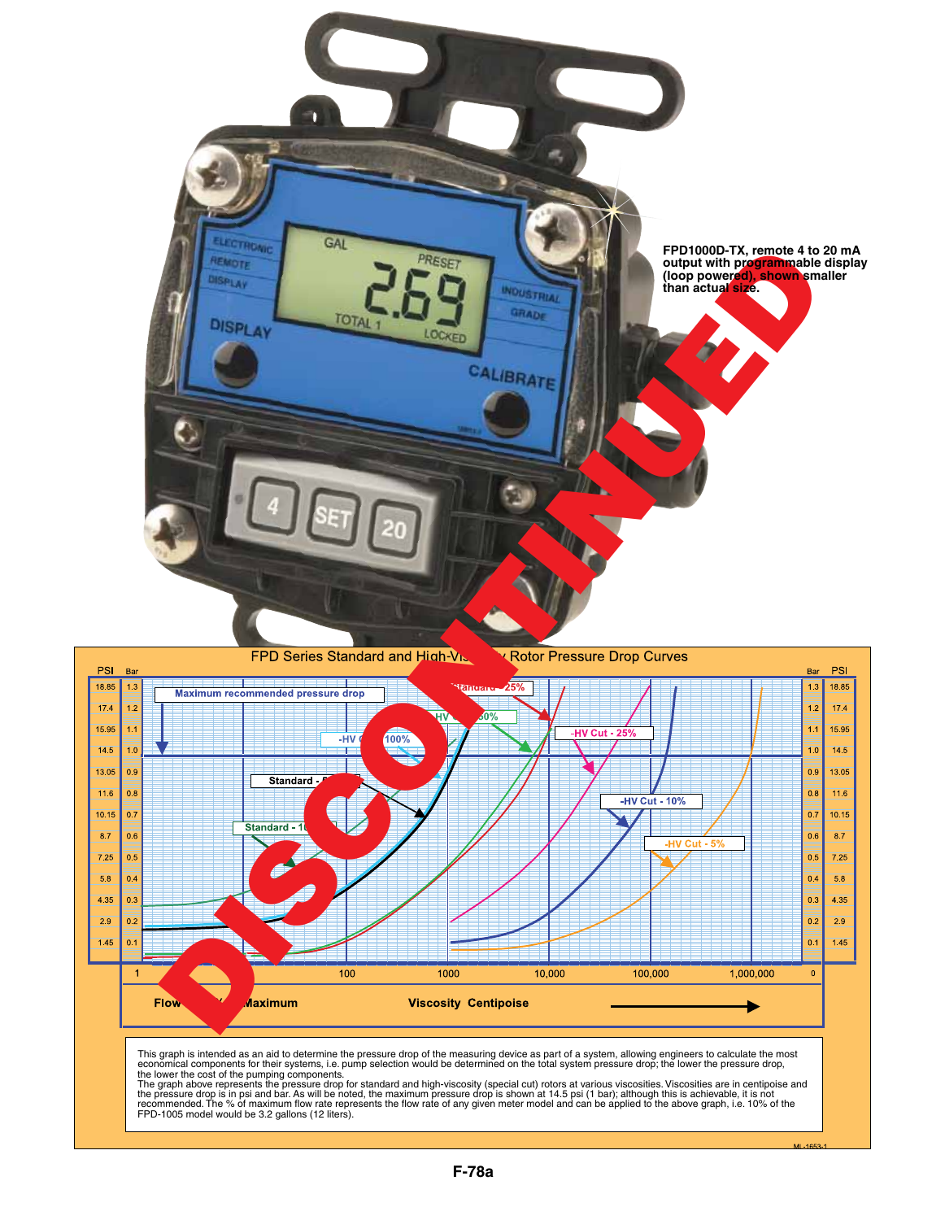FPD1000D-TX, remote 4 to 20 mA output with programmable display (loop powered), shown smaller than actual size.

DISCONTINUED

## FPD Series Standard and High-Viscosity Rotor Pressure Drop Curves

PSI | Bar

18.85 1.3
17.4 1.2
15.95 1.1
14.5 1.0
13.05 0.9
11.6 0.8
10.15 0.7
8.7 0.6
7.25 0.5
5.8 0.4
4.35 0.3
2.9 0.2
1.45 0.1

Maximum recommended pressure drop

Standard - 25%

-HV Cut - 50%

-HV Cut - 100%

-HV Cut - 25%

Standard - 50%

-HV Cut - 10%

Standard - 100%

-HV Cut - 5%

1 | 100 | 1000 | 10,000 | 100,000 | 1,000,000 | 0

Flow % of Maximum

Viscosity Centipoise

This graph is intended as an aid to determine the pressure drop of the measuring device as part of a system, allowing engineers to calculate the most economical components for their systems, i.e. pump selection would be determined on the total system pressure drop; the lower the pressure drop, the lower the cost of the pumping components.
The graph above represents the pressure drop for standard and high-viscosity (special cut) rotors at various viscosities. Viscosities are in centipoise and the pressure drop is in psi and bar. As will be noted, the maximum pressure drop is shown at 14.5 psi (1 bar); although this is achievable, it is not recommended. The % of maximum flow rate represents the flow rate of any given meter model and can be applied to the above graph, i.e. 10% of the FPD-1005 model would be 3.2 gallons (12 liters).

MI-1653-1